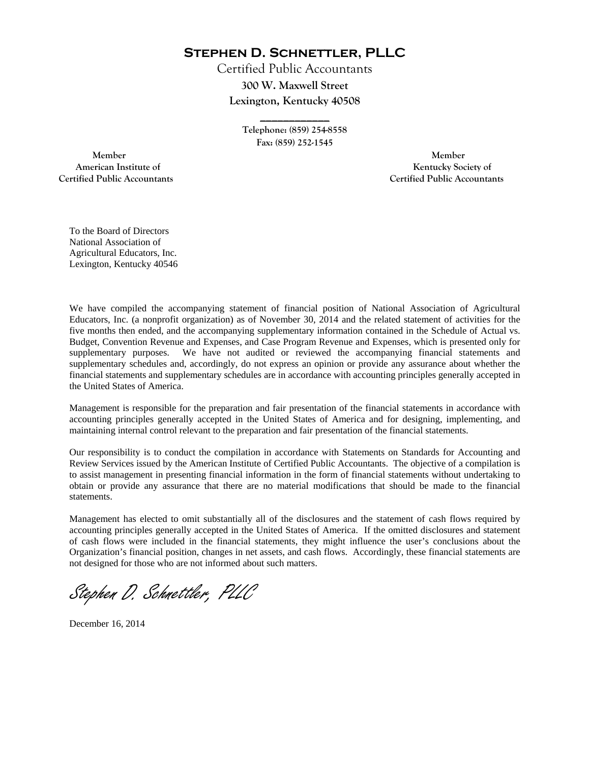**STEPHEN D. SCHNETTLER, PLLC**

Certified Public Accountants

**300 W. Maxwell Street**

**Lexington, Kentucky 40508**

---

**Telephone: (859) 254-8558**

**Fax: (859) 252-1545**

**Member**
**American Institute of**
**Certified Public Accountants**

**Member**
**Kentucky Society of**
**Certified Public Accountants**

To the Board of Directors
National Association of
Agricultural Educators, Inc.
Lexington, Kentucky 40546

We have compiled the accompanying statement of financial position of National Association of Agricultural Educators, Inc. (a nonprofit organization) as of November 30, 2014 and the related statement of activities for the five months then ended, and the accompanying supplementary information contained in the Schedule of Actual vs. Budget, Convention Revenue and Expenses, and Case Program Revenue and Expenses, which is presented only for supplementary purposes. We have not audited or reviewed the accompanying financial statements and supplementary schedules and, accordingly, do not express an opinion or provide any assurance about whether the financial statements and supplementary schedules are in accordance with accounting principles generally accepted in the United States of America.

Management is responsible for the preparation and fair presentation of the financial statements in accordance with accounting principles generally accepted in the United States of America and for designing, implementing, and maintaining internal control relevant to the preparation and fair presentation of the financial statements.

Our responsibility is to conduct the compilation in accordance with Statements on Standards for Accounting and Review Services issued by the American Institute of Certified Public Accountants. The objective of a compilation is to assist management in presenting financial information in the form of financial statements without undertaking to obtain or provide any assurance that there are no material modifications that should be made to the financial statements.

Management has elected to omit substantially all of the disclosures and the statement of cash flows required by accounting principles generally accepted in the United States of America. If the omitted disclosures and statement of cash flows were included in the financial statements, they might influence the user's conclusions about the Organization's financial position, changes in net assets, and cash flows. Accordingly, these financial statements are not designed for those who are not informed about such matters.

*Stephen D. Schnettler, PLLC*

December 16, 2014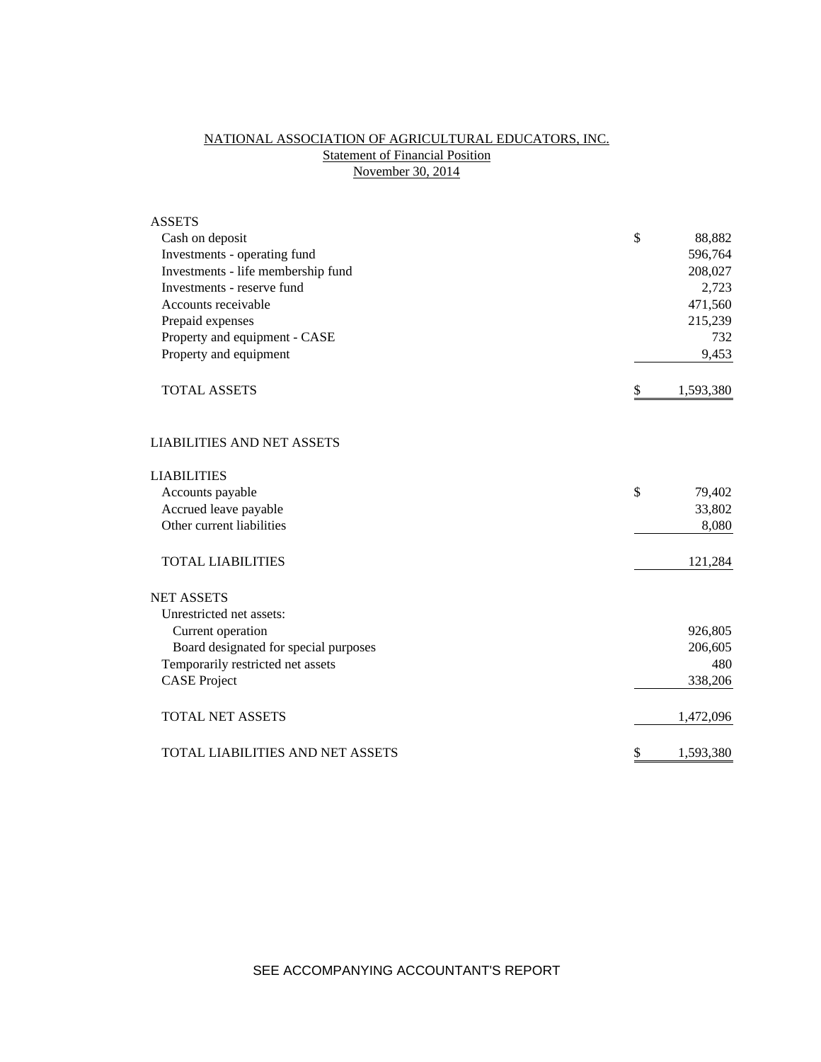# NATIONAL ASSOCIATION OF AGRICULTURAL EDUCATORS, INC.

## Statement of Financial Position

## November 30, 2014

| | | |
|---|---|---|
| **ASSETS** | | |
| Cash on deposit | $ | 88,882 |
| Investments - operating fund | | 596,764 |
| Investments - life membership fund | | 208,027 |
| Investments - reserve fund | | 2,723 |
| Accounts receivable | | 471,560 |
| Prepaid expenses | | 215,239 |
| Property and equipment - CASE | | 732 |
| Property and equipment | | 9,453 |
| TOTAL ASSETS | $ | 1,593,380 |
| | | |
| **LIABILITIES AND NET ASSETS** | | |
| | | |
| **LIABILITIES** | | |
| Accounts payable | $ | 79,402 |
| Accrued leave payable | | 33,802 |
| Other current liabilities | | 8,080 |
| TOTAL LIABILITIES | | 121,284 |
| | | |
| **NET ASSETS** | | |
| Unrestricted net assets: | | |
| Current operation | | 926,805 |
| Board designated for special purposes | | 206,605 |
| Temporarily restricted net assets | | 480 |
| CASE Project | | 338,206 |
| TOTAL NET ASSETS | | 1,472,096 |
| TOTAL LIABILITIES AND NET ASSETS | $ | 1,593,380 |

SEE ACCOMPANYING ACCOUNTANT'S REPORT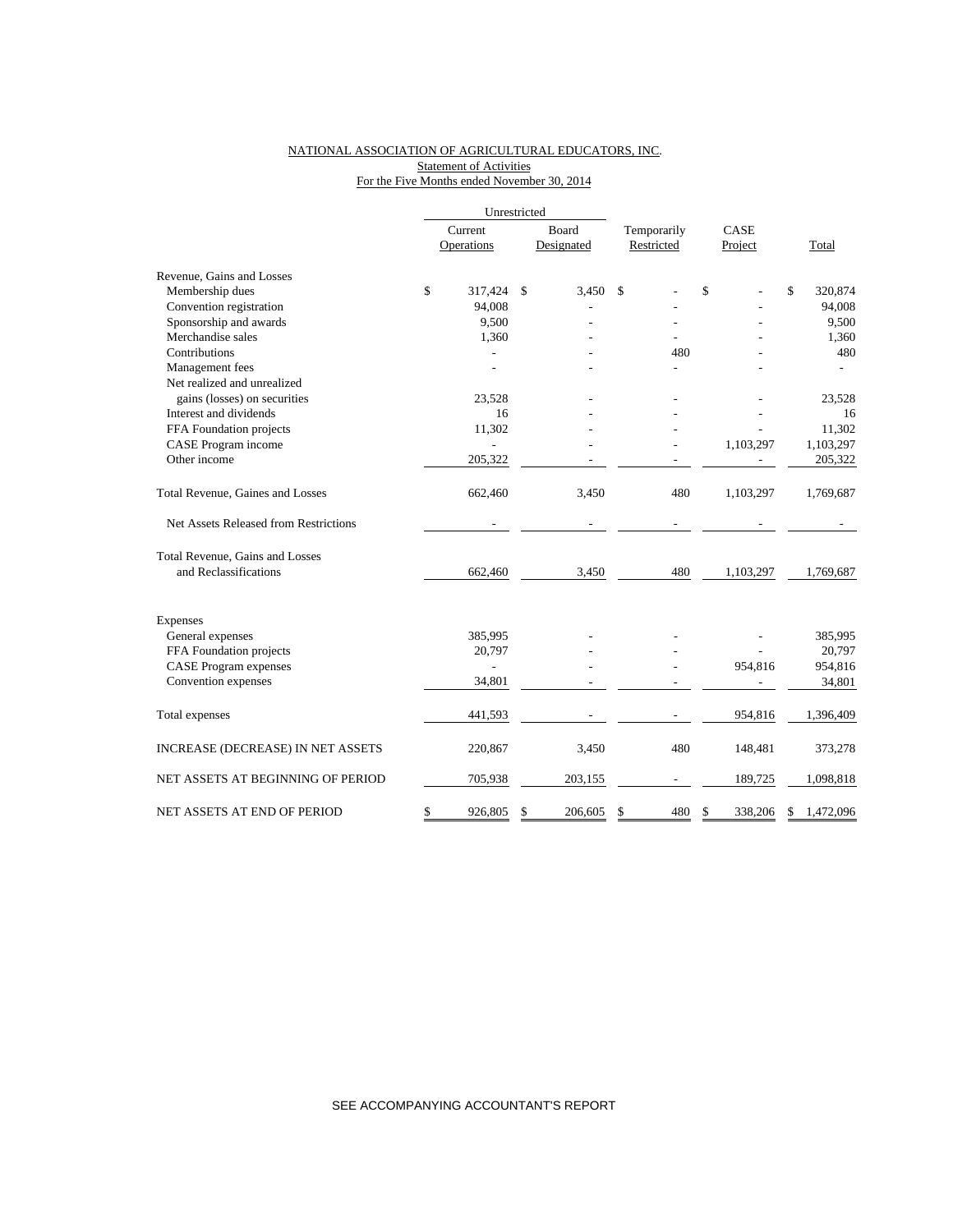NATIONAL ASSOCIATION OF AGRICULTURAL EDUCATORS, INC.
Statement of Activities
For the Five Months ended November 30, 2014

| | Unrestricted | | | | |
|---|---|---|---|---|---|
| | Current Operations | Board Designated | Temporarily Restricted | CASE Project | Total |
| Revenue, Gains and Losses | | | | | |
| Membership dues | $ 317,424 | $ 3,450 | $ - | $ - | $ 320,874 |
| Convention registration | 94,008 | - | - | - | 94,008 |
| Sponsorship and awards | 9,500 | - | - | - | 9,500 |
| Merchandise sales | 1,360 | - | - | - | 1,360 |
| Contributions | - | - | 480 | - | 480 |
| Management fees | - | - | - | - | - |
| Net realized and unrealized gains (losses) on securities | 23,528 | - | - | - | 23,528 |
| Interest and dividends | 16 | - | - | - | 16 |
| FFA Foundation projects | 11,302 | - | - | - | 11,302 |
| CASE Program income | - | - | - | 1,103,297 | 1,103,297 |
| Other income | 205,322 | - | - | - | 205,322 |
| Total Revenue, Gaines and Losses | 662,460 | 3,450 | 480 | 1,103,297 | 1,769,687 |
| Net Assets Released from Restrictions | - | - | - | - | - |
| Total Revenue, Gains and Losses and Reclassifications | 662,460 | 3,450 | 480 | 1,103,297 | 1,769,687 |
| Expenses | | | | | |
| General expenses | 385,995 | - | - | - | 385,995 |
| FFA Foundation projects | 20,797 | - | - | - | 20,797 |
| CASE Program expenses | - | - | - | 954,816 | 954,816 |
| Convention expenses | 34,801 | - | - | - | 34,801 |
| Total expenses | 441,593 | - | - | 954,816 | 1,396,409 |
| INCREASE (DECREASE) IN NET ASSETS | 220,867 | 3,450 | 480 | 148,481 | 373,278 |
| NET ASSETS AT BEGINNING OF PERIOD | 705,938 | 203,155 | - | 189,725 | 1,098,818 |
| NET ASSETS AT END OF PERIOD | $ 926,805 | $ 206,605 | $ 480 | $ 338,206 | $ 1,472,096 |

SEE ACCOMPANYING ACCOUNTANT'S REPORT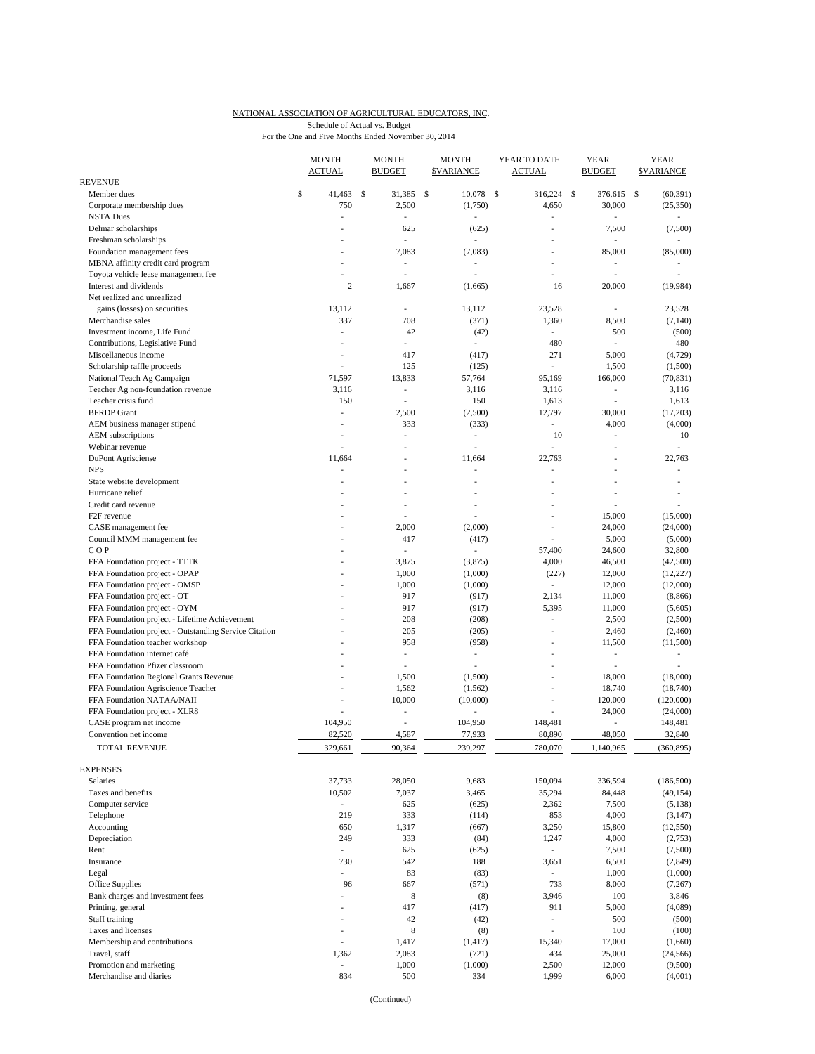NATIONAL ASSOCIATION OF AGRICULTURAL EDUCATORS, INC.

Schedule of Actual vs. Budget

For the One and Five Months Ended November 30, 2014

| | MONTH ACTUAL | MONTH BUDGET | MONTH $VARIANCE | YEAR TO DATE ACTUAL | YEAR BUDGET | YEAR $VARIANCE |
|---|---|---|---|---|---|---|
| REVENUE | | | | | | |
| Member dues | $ 41,463 | $ 31,385 | $ 10,078 | $ 316,224 | $ 376,615 | $ (60,391) |
| Corporate membership dues | 750 | 2,500 | (1,750) | 4,650 | 30,000 | (25,350) |
| NSTA Dues | - | - | - | - | - | - |
| Delmar scholarships | - | 625 | (625) | - | 7,500 | (7,500) |
| Freshman scholarships | - | - | - | - | - | - |
| Foundation management fees | - | 7,083 | (7,083) | - | 85,000 | (85,000) |
| MBNA affinity credit card program | - | - | - | - | - | - |
| Toyota vehicle lease management fee | - | - | - | - | - | - |
| Interest and dividends | 2 | 1,667 | (1,665) | 16 | 20,000 | (19,984) |
| Net realized and unrealized gains (losses) on securities | 13,112 | - | 13,112 | 23,528 | - | 23,528 |
| Merchandise sales | 337 | 708 | (371) | 1,360 | 8,500 | (7,140) |
| Investment income, Life Fund | - | 42 | (42) | - | 500 | (500) |
| Contributions, Legislative Fund | - | - | - | 480 | - | 480 |
| Miscellaneous income | - | 417 | (417) | 271 | 5,000 | (4,729) |
| Scholarship raffle proceeds | - | 125 | (125) | - | 1,500 | (1,500) |
| National Teach Ag Campaign | 71,597 | 13,833 | 57,764 | 95,169 | 166,000 | (70,831) |
| Teacher Ag non-foundation revenue | 3,116 | - | 3,116 | 3,116 | - | 3,116 |
| Teacher crisis fund | 150 | - | 150 | 1,613 | - | 1,613 |
| BFRDP Grant | - | 2,500 | (2,500) | 12,797 | 30,000 | (17,203) |
| AEM business manager stipend | - | 333 | (333) | - | 4,000 | (4,000) |
| AEM subscriptions | - | - | - | 10 | - | 10 |
| Webinar revenue | - | - | - | - | - | - |
| DuPont Agrisciense | 11,664 | - | 11,664 | 22,763 | - | 22,763 |
| NPS | - | - | - | - | - | - |
| State website development | - | - | - | - | - | - |
| Hurricane relief | - | - | - | - | - | - |
| Credit card revenue | - | - | - | - | - | - |
| F2F revenue | - | - | - | - | 15,000 | (15,000) |
| CASE management fee | - | 2,000 | (2,000) | - | 24,000 | (24,000) |
| Council MMM management fee | - | 417 | (417) | - | 5,000 | (5,000) |
| C O P | - | - | - | 57,400 | 24,600 | 32,800 |
| FFA Foundation project - TTTK | - | 3,875 | (3,875) | 4,000 | 46,500 | (42,500) |
| FFA Foundation project - OPAP | - | 1,000 | (1,000) | (227) | 12,000 | (12,227) |
| FFA Foundation project - OMSP | - | 1,000 | (1,000) | - | 12,000 | (12,000) |
| FFA Foundation project - OT | - | 917 | (917) | 2,134 | 11,000 | (8,866) |
| FFA Foundation project - OYM | - | 917 | (917) | 5,395 | 11,000 | (5,605) |
| FFA Foundation project - Lifetime Achievement | - | 208 | (208) | - | 2,500 | (2,500) |
| FFA Foundation project - Outstanding Service Citation | - | 205 | (205) | - | 2,460 | (2,460) |
| FFA Foundation teacher workshop | - | 958 | (958) | - | 11,500 | (11,500) |
| FFA Foundation internet café | - | - | - | - | - | - |
| FFA Foundation Pfizer classroom | - | - | - | - | - | - |
| FFA Foundation Regional Grants Revenue | - | 1,500 | (1,500) | - | 18,000 | (18,000) |
| FFA Foundation Agriscience Teacher | - | 1,562 | (1,562) | - | 18,740 | (18,740) |
| FFA Foundation NATAA/NAII | - | 10,000 | (10,000) | - | 120,000 | (120,000) |
| FFA Foundation project - XLR8 | - | - | - | - | 24,000 | (24,000) |
| CASE program net income | 104,950 | - | 104,950 | 148,481 | - | 148,481 |
| Convention net income | 82,520 | 4,587 | 77,933 | 80,890 | 48,050 | 32,840 |
| TOTAL REVENUE | 329,661 | 90,364 | 239,297 | 780,070 | 1,140,965 | (360,895) |
| EXPENSES | | | | | | |
| Salaries | 37,733 | 28,050 | 9,683 | 150,094 | 336,594 | (186,500) |
| Taxes and benefits | 10,502 | 7,037 | 3,465 | 35,294 | 84,448 | (49,154) |
| Computer service | - | 625 | (625) | 2,362 | 7,500 | (5,138) |
| Telephone | 219 | 333 | (114) | 853 | 4,000 | (3,147) |
| Accounting | 650 | 1,317 | (667) | 3,250 | 15,800 | (12,550) |
| Depreciation | 249 | 333 | (84) | 1,247 | 4,000 | (2,753) |
| Rent | - | 625 | (625) | - | 7,500 | (7,500) |
| Insurance | 730 | 542 | 188 | 3,651 | 6,500 | (2,849) |
| Legal | - | 83 | (83) | - | 1,000 | (1,000) |
| Office Supplies | 96 | 667 | (571) | 733 | 8,000 | (7,267) |
| Bank charges and investment fees | - | 8 | (8) | 3,946 | 100 | 3,846 |
| Printing, general | - | 417 | (417) | 911 | 5,000 | (4,089) |
| Staff training | - | 42 | (42) | - | 500 | (500) |
| Taxes and licenses | - | 8 | (8) | - | 100 | (100) |
| Membership and contributions | - | 1,417 | (1,417) | 15,340 | 17,000 | (1,660) |
| Travel, staff | 1,362 | 2,083 | (721) | 434 | 25,000 | (24,566) |
| Promotion and marketing | - | 1,000 | (1,000) | 2,500 | 12,000 | (9,500) |
| Merchandise and diaries | 834 | 500 | 334 | 1,999 | 6,000 | (4,001) |

(Continued)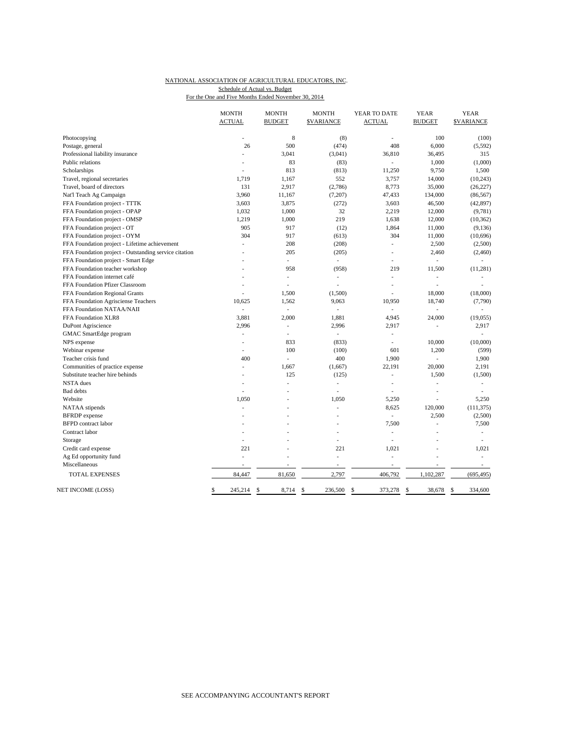NATIONAL ASSOCIATION OF AGRICULTURAL EDUCATORS, INC.

Schedule of Actual vs. Budget

For the One and Five Months Ended November 30, 2014

| | MONTH ACTUAL | MONTH BUDGET | MONTH $VARIANCE | YEAR TO DATE ACTUAL | YEAR BUDGET | YEAR $VARIANCE |
|---|---|---|---|---|---|---|
| Photocopying | - | 8 | (8) | - | 100 | (100) |
| Postage, general | 26 | 500 | (474) | 408 | 6,000 | (5,592) |
| Professional liability insurance | - | 3,041 | (3,041) | 36,810 | 36,495 | 315 |
| Public relations | - | 83 | (83) | - | 1,000 | (1,000) |
| Scholarships | - | 813 | (813) | 11,250 | 9,750 | 1,500 |
| Travel, regional secretaries | 1,719 | 1,167 | 552 | 3,757 | 14,000 | (10,243) |
| Travel, board of directors | 131 | 2,917 | (2,786) | 8,773 | 35,000 | (26,227) |
| Nat'l Teach Ag Campaign | 3,960 | 11,167 | (7,207) | 47,433 | 134,000 | (86,567) |
| FFA Foundation project - TTTK | 3,603 | 3,875 | (272) | 3,603 | 46,500 | (42,897) |
| FFA Foundation project - OPAP | 1,032 | 1,000 | 32 | 2,219 | 12,000 | (9,781) |
| FFA Foundation project - OMSP | 1,219 | 1,000 | 219 | 1,638 | 12,000 | (10,362) |
| FFA Foundation project - OT | 905 | 917 | (12) | 1,864 | 11,000 | (9,136) |
| FFA Foundation project - OYM | 304 | 917 | (613) | 304 | 11,000 | (10,696) |
| FFA Foundation project - Lifetime achievement | - | 208 | (208) | - | 2,500 | (2,500) |
| FFA Foundation project - Outstanding service citation | - | 205 | (205) | - | 2,460 | (2,460) |
| FFA Foundation project - Smart Edge | - | - | - | - | - | - |
| FFA Foundation teacher workshop | - | 958 | (958) | 219 | 11,500 | (11,281) |
| FFA Foundation internet café | - | - | - | - | - | - |
| FFA Foundation Pfizer Classroom | - | - | - | - | - | - |
| FFA Foundation Regional Grants | - | 1,500 | (1,500) | - | 18,000 | (18,000) |
| FFA Foundation Agrisciense Teachers | 10,625 | 1,562 | 9,063 | 10,950 | 18,740 | (7,790) |
| FFA Foundation NATAA/NAII | - | - | - | - | - | - |
| FFA Foundation XLR8 | 3,881 | 2,000 | 1,881 | 4,945 | 24,000 | (19,055) |
| DuPont Agriscience | 2,996 | - | 2,996 | 2,917 | - | 2,917 |
| GMAC SmartEdge program | - | - | - | - | | - |
| NPS expense | - | 833 | (833) | - | 10,000 | (10,000) |
| Webinar expense | - | 100 | (100) | 601 | 1,200 | (599) |
| Teacher crisis fund | 400 | - | 400 | 1,900 | - | 1,900 |
| Communities of practice expense | - | 1,667 | (1,667) | 22,191 | 20,000 | 2,191 |
| Substitute teacher hire behinds | - | 125 | (125) | - | 1,500 | (1,500) |
| NSTA dues | - | - | - | - | - | - |
| Bad debts | - | - | - | - | - | - |
| Website | 1,050 | - | 1,050 | 5,250 | - | 5,250 |
| NATAA stipends | - | - | - | 8,625 | 120,000 | (111,375) |
| BFRDP expense | - | - | - | - | 2,500 | (2,500) |
| BFPD contract labor | - | - | - | 7,500 | - | 7,500 |
| Contract labor | - | - | - | - | - | - |
| Storage | - | - | - | - | - | - |
| Credit card expense | 221 | - | 221 | 1,021 | - | 1,021 |
| Ag Ed opportunity fund | - | - | - | - | - | - |
| Miscellaneous | - | - | - | - | - | - |
| TOTAL EXPENSES | 84,447 | 81,650 | 2,797 | 406,792 | 1,102,287 | (695,495) |
| NET INCOME (LOSS) | $ 245,214 | $ 8,714 | $ 236,500 | $ 373,278 | $ 38,678 | $ 334,600 |

SEE ACCOMPANYING ACCOUNTANT'S REPORT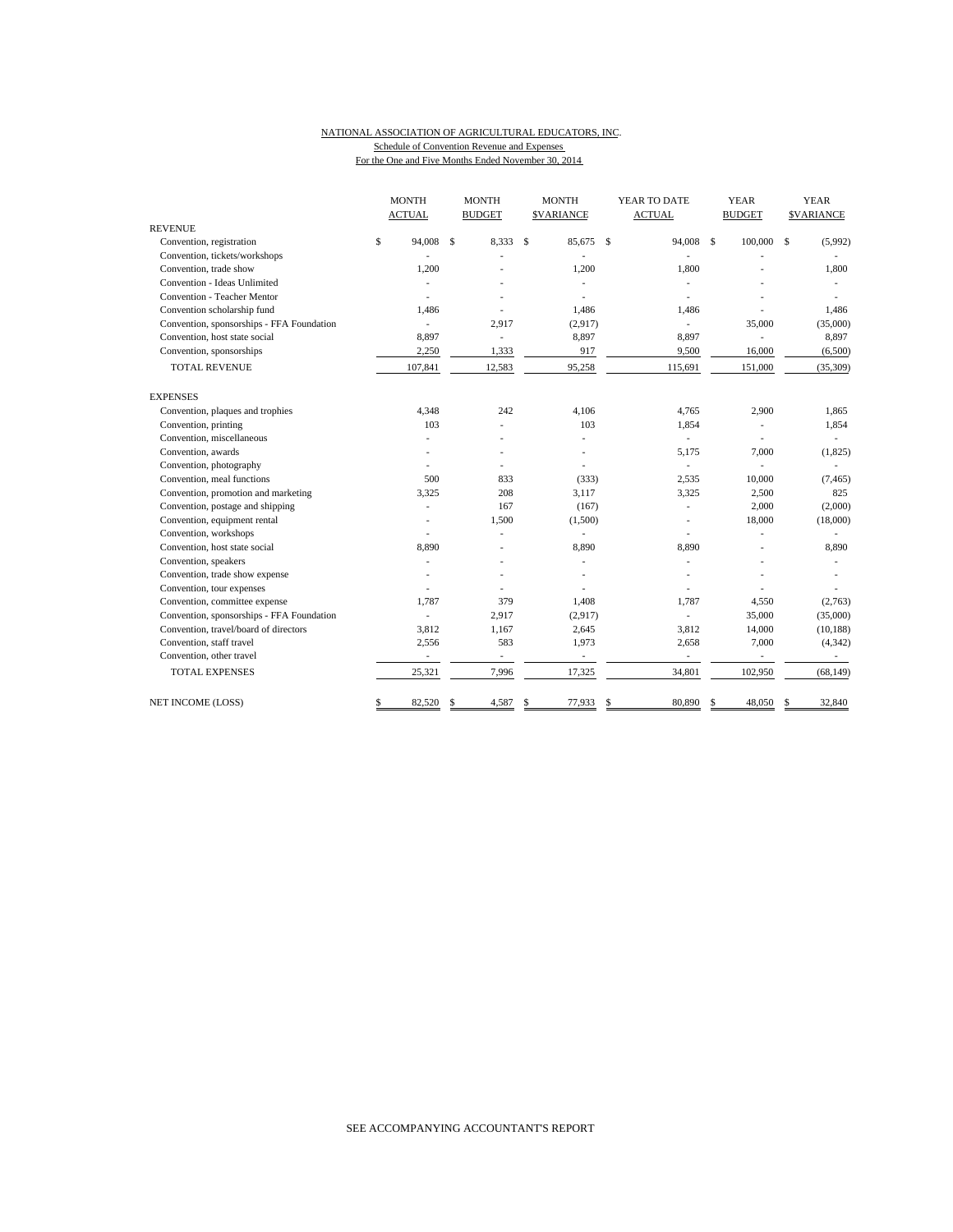NATIONAL ASSOCIATION OF AGRICULTURAL EDUCATORS, INC.

Schedule of Convention Revenue and Expenses

For the One and Five Months Ended November 30, 2014

| | MONTH ACTUAL | MONTH BUDGET | MONTH $VARIANCE | YEAR TO DATE ACTUAL | YEAR BUDGET | YEAR $VARIANCE |
|---|---|---|---|---|---|---|
| REVENUE | | | | | | |
| Convention, registration | $ 94,008 | $ 8,333 | $ 85,675 | $ 94,008 | $ 100,000 | $ (5,992) |
| Convention, tickets/workshops | - | - | - | - | - | - |
| Convention, trade show | 1,200 | - | 1,200 | 1,800 | - | 1,800 |
| Convention - Ideas Unlimited | - | - | - | - | - | - |
| Convention - Teacher Mentor | - | - | - | - | - | - |
| Convention scholarship fund | 1,486 | - | 1,486 | 1,486 | - | 1,486 |
| Convention, sponsorships - FFA Foundation | - | 2,917 | (2,917) | - | 35,000 | (35,000) |
| Convention, host state social | 8,897 | - | 8,897 | 8,897 | - | 8,897 |
| Convention, sponsorships | 2,250 | 1,333 | 917 | 9,500 | 16,000 | (6,500) |
| TOTAL REVENUE | 107,841 | 12,583 | 95,258 | 115,691 | 151,000 | (35,309) |
| EXPENSES | | | | | | |
| Convention, plaques and trophies | 4,348 | 242 | 4,106 | 4,765 | 2,900 | 1,865 |
| Convention, printing | 103 | - | 103 | 1,854 | - | 1,854 |
| Convention, miscellaneous | - | - | - | - | - | - |
| Convention, awards | - | - | - | 5,175 | 7,000 | (1,825) |
| Convention, photography | - | - | - | - | - | - |
| Convention, meal functions | 500 | 833 | (333) | 2,535 | 10,000 | (7,465) |
| Convention, promotion and marketing | 3,325 | 208 | 3,117 | 3,325 | 2,500 | 825 |
| Convention, postage and shipping | - | 167 | (167) | - | 2,000 | (2,000) |
| Convention, equipment rental | - | 1,500 | (1,500) | - | 18,000 | (18,000) |
| Convention, workshops | - | - | - | - | - | - |
| Convention, host state social | 8,890 | - | 8,890 | 8,890 | - | 8,890 |
| Convention, speakers | - | - | - | - | - | - |
| Convention, trade show expense | - | - | - | - | - | - |
| Convention, tour expenses | - | - | - | - | - | - |
| Convention, committee expense | 1,787 | 379 | 1,408 | 1,787 | 4,550 | (2,763) |
| Convention, sponsorships - FFA Foundation | - | 2,917 | (2,917) | - | 35,000 | (35,000) |
| Convention, travel/board of directors | 3,812 | 1,167 | 2,645 | 3,812 | 14,000 | (10,188) |
| Convention, staff travel | 2,556 | 583 | 1,973 | 2,658 | 7,000 | (4,342) |
| Convention, other travel | - | - | - | - | - | - |
| TOTAL EXPENSES | 25,321 | 7,996 | 17,325 | 34,801 | 102,950 | (68,149) |
| NET INCOME (LOSS) | $ 82,520 | $ 4,587 | $ 77,933 | $ 80,890 | $ 48,050 | $ 32,840 |

SEE ACCOMPANYING ACCOUNTANT'S REPORT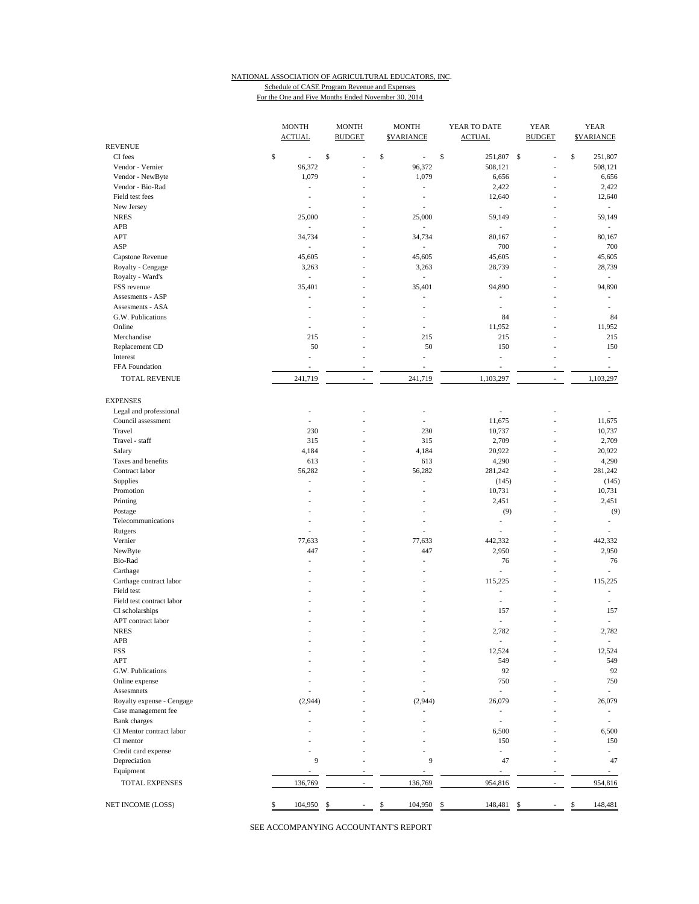NATIONAL ASSOCIATION OF AGRICULTURAL EDUCATORS, INC.
Schedule of CASE Program Revenue and Expenses
For the One and Five Months Ended November 30, 2014

| | MONTH ACTUAL | MONTH BUDGET | MONTH $VARIANCE | YEAR TO DATE ACTUAL | YEAR BUDGET | YEAR $VARIANCE |
|---|---|---|---|---|---|---|
| REVENUE | | | | | | |
| CI fees | $ - | $ - | $ - | $ 251,807 | $ - | $ 251,807 |
| Vendor - Vernier | 96,372 | - | 96,372 | 508,121 | - | 508,121 |
| Vendor - NewByte | 1,079 | - | 1,079 | 6,656 | - | 6,656 |
| Vendor - Bio-Rad | - | - | - | 2,422 | - | 2,422 |
| Field test fees | - | - | - | 12,640 | - | 12,640 |
| New Jersey | - | - | - | - | - | - |
| NRES | 25,000 | - | 25,000 | 59,149 | - | 59,149 |
| APB | - | - | - | - | - | - |
| APT | 34,734 | - | 34,734 | 80,167 | - | 80,167 |
| ASP | - | - | - | 700 | - | 700 |
| Capstone Revenue | 45,605 | - | 45,605 | 45,605 | - | 45,605 |
| Royalty - Cengage | 3,263 | - | 3,263 | 28,739 | - | 28,739 |
| Royalty - Ward's | - | - | - | - | - | - |
| FSS revenue | 35,401 | - | 35,401 | 94,890 | - | 94,890 |
| Assesments - ASP | - | - | - | - | - | - |
| Assesments - ASA | - | - | - | - | - | - |
| G.W. Publications | - | - | - | 84 | - | 84 |
| Online | - | - | - | 11,952 | - | 11,952 |
| Merchandise | 215 | - | 215 | 215 | - | 215 |
| Replacement CD | 50 | - | 50 | 150 | - | 150 |
| Interest | - | - | - | - | - | - |
| FFA Foundation | - | - | - | - | - | - |
| TOTAL REVENUE | 241,719 | - | 241,719 | 1,103,297 | - | 1,103,297 |
| EXPENSES | | | | | | |
| Legal and professional | - | - | - | - | - | - |
| Council assessment | - | - | - | 11,675 | - | 11,675 |
| Travel | 230 | - | 230 | 10,737 | - | 10,737 |
| Travel - staff | 315 | - | 315 | 2,709 | - | 2,709 |
| Salary | 4,184 | - | 4,184 | 20,922 | - | 20,922 |
| Taxes and benefits | 613 | - | 613 | 4,290 | - | 4,290 |
| Contract labor | 56,282 | - | 56,282 | 281,242 | - | 281,242 |
| Supplies | - | - | - | (145) | - | (145) |
| Promotion | - | - | - | 10,731 | - | 10,731 |
| Printing | - | - | - | 2,451 | - | 2,451 |
| Postage | - | - | - | (9) | - | (9) |
| Telecommunications | - | - | - | - | - | - |
| Rutgers | - | - | - | - | - | - |
| Vernier | 77,633 | - | 77,633 | 442,332 | - | 442,332 |
| NewByte | 447 | - | 447 | 2,950 | - | 2,950 |
| Bio-Rad | - | - | - | 76 | - | 76 |
| Carthage | - | - | - | - | - | - |
| Carthage contract labor | - | - | - | 115,225 | - | 115,225 |
| Field test | - | - | - | - | - | - |
| Field test contract labor | - | - | - | - | - | - |
| CI scholarships | - | - | - | 157 | - | 157 |
| APT contract labor | - | - | - | - | - | - |
| NRES | - | - | - | 2,782 | - | 2,782 |
| APB | - | - | - | - | - | - |
| FSS | - | - | - | 12,524 | - | 12,524 |
| APT | - | - | - | 549 | - | 549 |
| G.W. Publications | - | - | - | 92 | | 92 |
| Online expense | - | - | - | 750 | - | 750 |
| Assesmnets | - | - | - | - | - | - |
| Royalty expense - Cengage | (2,944) | - | (2,944) | 26,079 | - | 26,079 |
| Case management fee | - | - | - | - | - | - |
| Bank charges | - | - | - | - | - | - |
| CI Mentor contract labor | - | - | - | 6,500 | - | 6,500 |
| CI mentor | - | - | - | 150 | - | 150 |
| Credit card expense | - | - | - | - | - | - |
| Depreciation | 9 | - | 9 | 47 | - | 47 |
| Equipment | - | - | - | - | - | - |
| TOTAL EXPENSES | 136,769 | - | 136,769 | 954,816 | - | 954,816 |
| NET INCOME (LOSS) | $ 104,950 | $ - | $ 104,950 | $ 148,481 | $ - | $ 148,481 |

SEE ACCOMPANYING ACCOUNTANT'S REPORT